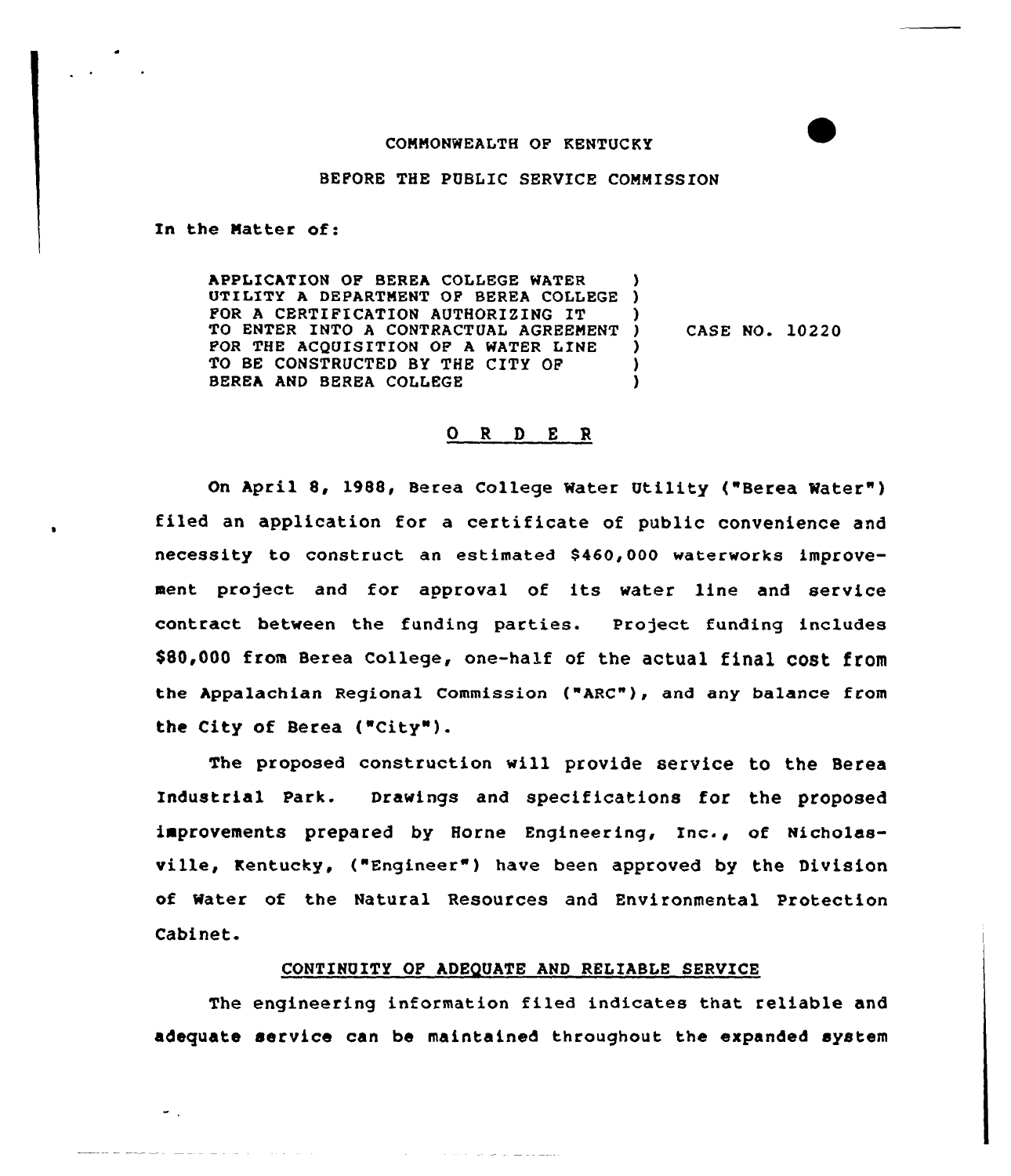COMMONWEALTH OF KENTUCKY

BEFORE THE PUBLIC SERVICE COMMISSION

In the Matter of:

| | | |
|---|---|---|
| APPLICATION OF BEREA COLLEGE WATER UTILITY A DEPARTMENT OF BEREA COLLEGE FOR A CERTIFICATION AUTHORIZING IT TO ENTER INTO A CONTRACTUAL AGREEMENT FOR THE ACQUISITION OF A WATER LINE TO BE CONSTRUCTED BY THE CITY OF BEREA AND BEREA COLLEGE | ) | CASE NO. 10220 |

## O R D E R

On April 8, 1988, Berea College Water Utility ("Berea Water") filed an application for a certificate of public convenience and necessity to construct an estimated $460,000 waterworks improvement project and for approval of its water line and service contract between the funding parties. Project funding includes $80,000 from Berea College, one-half of the actual final cost from the Appalachian Regional Commission ("ARC"), and any balance from the City of Berea ("City").

The proposed construction will provide service to the Berea Industrial Park. Drawings and specifications for the proposed improvements prepared by Horne Engineering, Inc., of Nicholasville, Kentucky, ("Engineer") have been approved by the Division of Water of the Natural Resources and Environmental Protection Cabinet.

### CONTINUITY OF ADEQUATE AND RELIABLE SERVICE

The engineering information filed indicates that reliable and adequate service can be maintained throughout the expanded system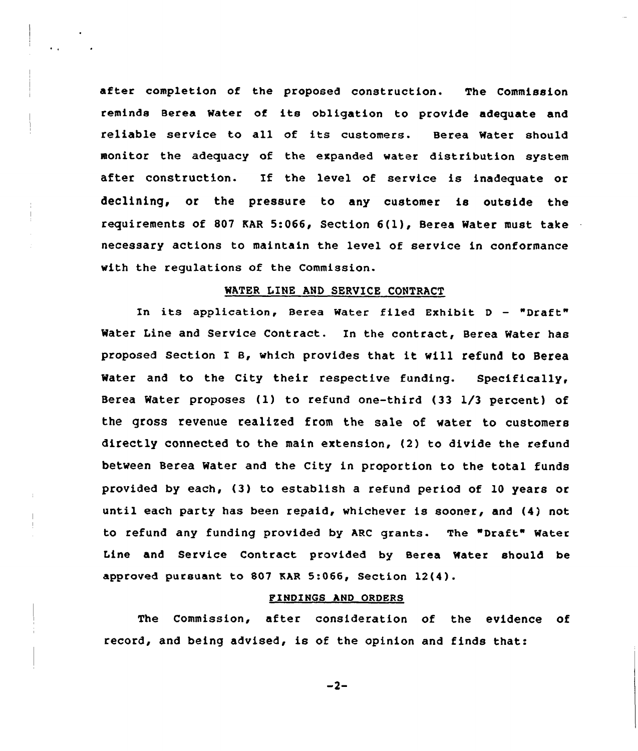after completion of the proposed construction. The Commission reminds Berea Water of its obligation to provide adequate and reliable service to all of its customers. Berea Water should monitor the adequacy of the expanded water distribution system after construction. If the level of service is inadequate or declining, or the pressure to any customer is outside the requirements of 807 KAR 5:066, Section 6(1), Berea Water must take necessary actions to maintain the level of service in conformance with the regulations of the Commission.

## WATER LINE AND SERVICE CONTRACT

In its application, Berea Water filed Exhibit D - "Draft" Water Line and Service Contract. In the contract, Berea Water has proposed Section I B, which provides that it will refund to Berea Water and to the City their respective funding. Specifically, Berea Water proposes (1) to refund one-third (33 1/3 percent) of the gross revenue realized from the sale of water to customers directly connected to the main extension, (2) to divide the refund between Berea Water and the City in proportion to the total funds provided by each, (3) to establish a refund period of 10 years or until each party has been repaid, whichever is sooner, and (4) not to refund any funding provided by ARC grants. The "Draft" Water Line and Service Contract provided by Berea Water should be approved pursuant to 807 KAR 5:066, Section 12(4).

## FINDINGS AND ORDERS

The Commission, after consideration of the evidence of record, and being advised, is of the opinion and finds that: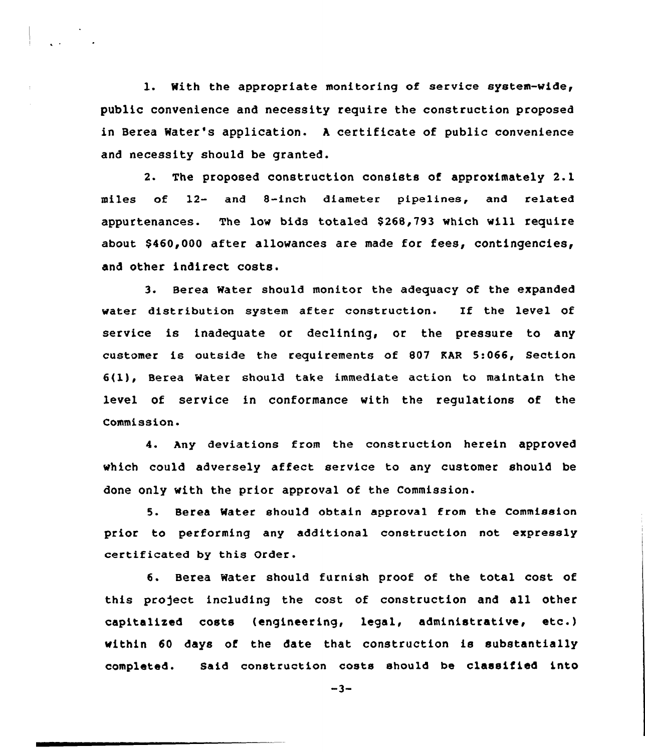1. With the appropriate monitoring of service system-wide, public convenience and necessity require the construction proposed in Berea Water's application. A certificate of public convenience and necessity should be granted.

2. The proposed construction consists of approximately 2.1 miles of 12- and 8-inch diameter pipelines, and related appurtenances. The low bids totaled $268,793 which will require about $460,000 after allowances are made for fees, contingencies, and other indirect costs.

3. Berea Water should monitor the adequacy of the expanded water distribution system after construction. If the level of service is inadequate or declining, or the pressure to any customer is outside the requirements of 807 KAR 5:066, Section 6(1), Berea Water should take immediate action to maintain the level of service in conformance with the regulations of the Commission.

4. Any deviations from the construction herein approved which could adversely affect service to any customer should be done only with the prior approval of the Commission.

5. Berea Water should obtain approval from the Commission prior to performing any additional construction not expressly certificated by this Order.

6. Berea Water should furnish proof of the total cost of this project including the cost of construction and all other capitalized costs (engineering, legal, administrative, etc.) within 60 days of the date that construction is substantially completed. Said construction costs should be classified into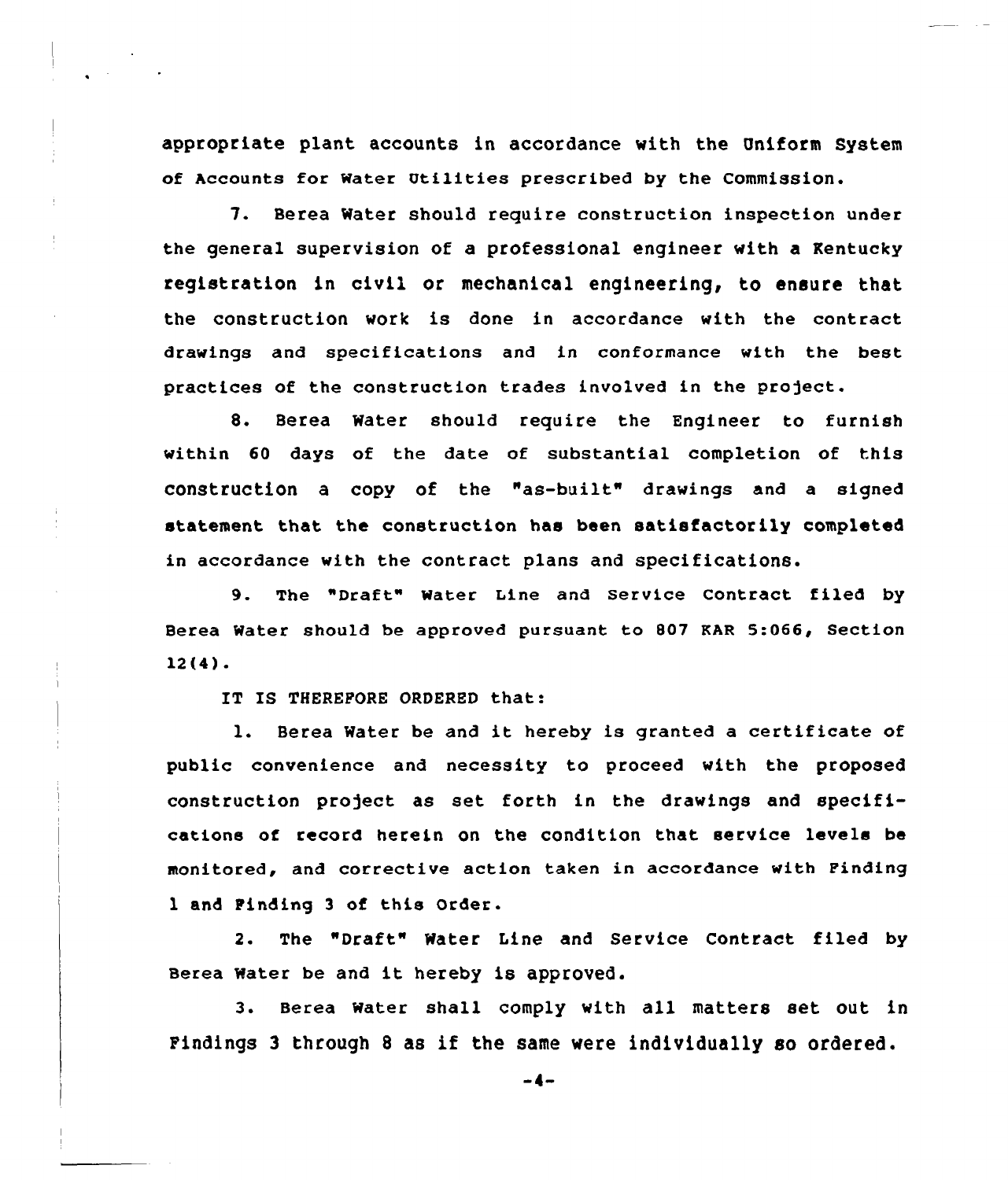appropriate plant accounts in accordance with the Uniform System of Accounts for Water Utilities prescribed by the Commission.

7. Berea Water should require construction inspection under the general supervision of a professional engineer with a Kentucky registration in civil or mechanical engineering, to ensure that the construction work is done in accordance with the contract drawings and specifications and in conformance with the best practices of the construction trades involved in the project.

8. Berea Water should require the Engineer to furnish within 60 days of the date of substantial completion of this construction a copy of the "as-built" drawings and a signed statement that the construction has been satisfactorily completed in accordance with the contract plans and specifications.

9. The "Draft" Water Line and Service Contract filed by Berea Water should be approved pursuant to 807 KAR 5:066, Section 12(4).

IT IS THEREFORE ORDERED that:

1. Berea Water be and it hereby is granted a certificate of public convenience and necessity to proceed with the proposed construction project as set forth in the drawings and specifications of record herein on the condition that service levels be monitored, and corrective action taken in accordance with Finding 1 and Finding 3 of this Order.

2. The "Draft" Water Line and Service Contract filed by Berea Water be and it hereby is approved.

3. Berea Water shall comply with all matters set out in Findings 3 through 8 as if the same were individually so ordered.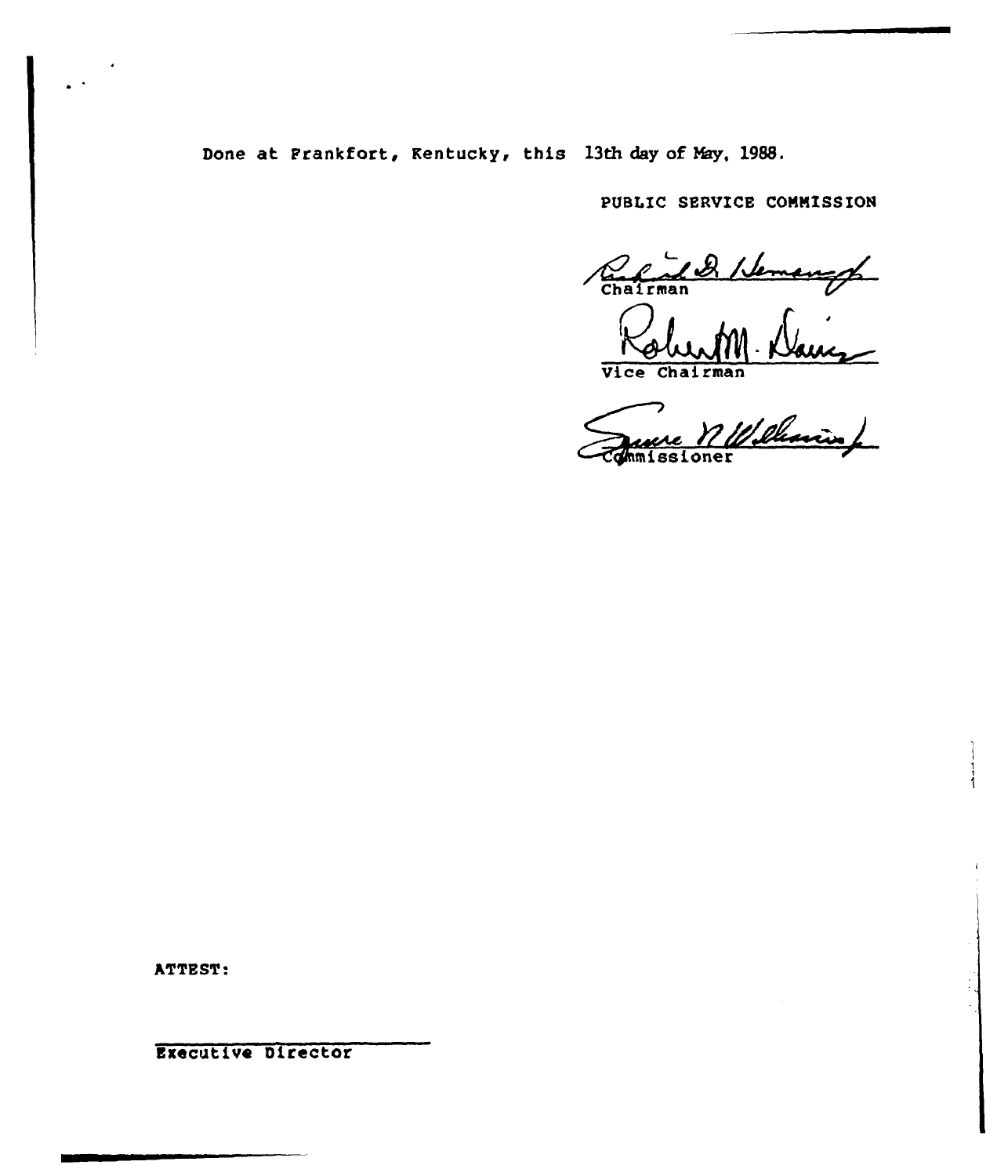Done at Frankfort, Kentucky, this 13th day of May, 1988.

PUBLIC SERVICE COMMISSION

Chairman

Vice Chairman

Commissioner

ATTEST:

Executive Director